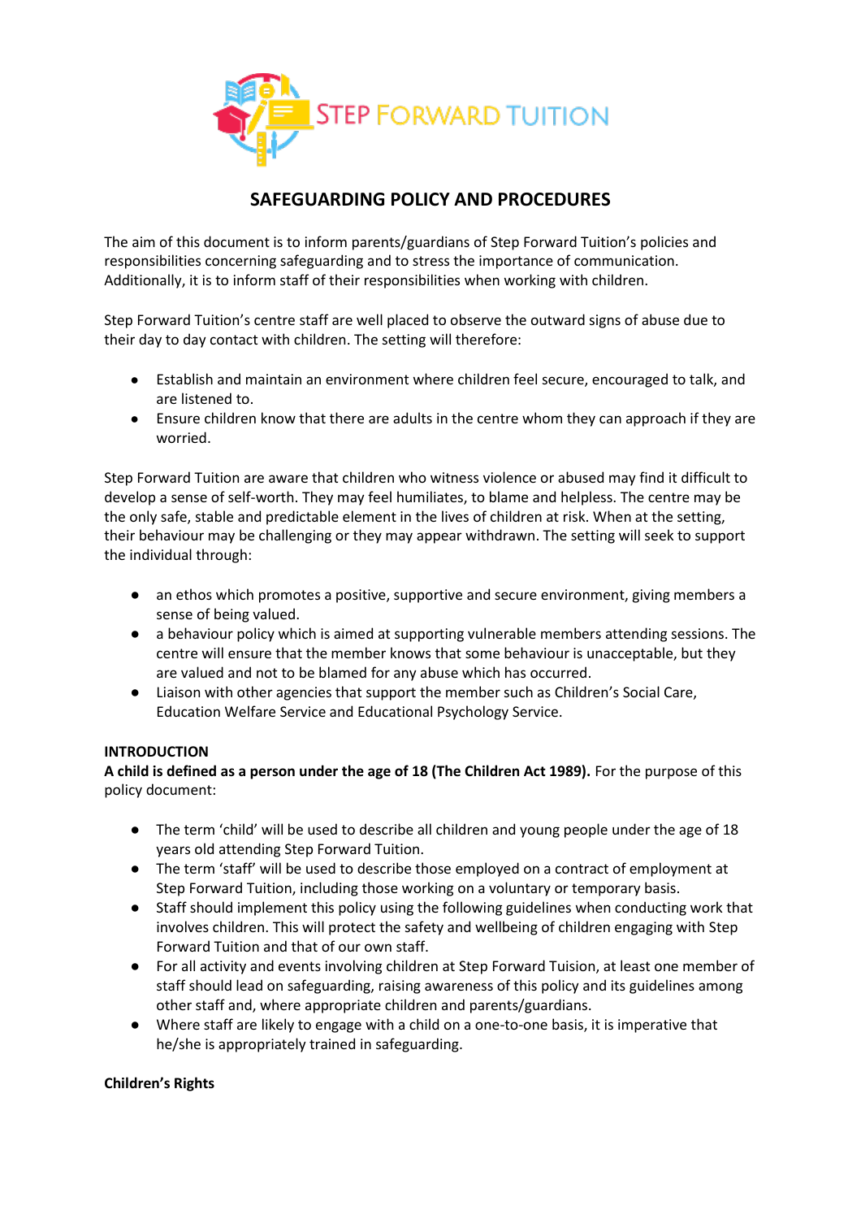# SAFEGUARDING POLICY AND PROCEDURES

The aim of this document is to inform parents/guardians of Step Forward Tuition's policies and responsibilities concerning safeguarding and to stress the importance of communication. Additionally, it is to inform staff of their responsibilities when working with children.

Step Forward Tuition's centre staff are well placed to observe the outward signs of abuse due to their day to day contact with children. The setting will therefore:

- Establish and maintain an environment where children feel secure, encouraged to talk, and are listened to.
- Ensure children know that there are adults in the centre whom they can approach if they are worried.

Step Forward Tuition are aware that children who witness violence or abused may find it difficult to develop a sense of self-worth. They may feel humiliates, to blame and helpless. The centre may be the only safe, stable and predictable element in the lives of children at risk. When at the setting, their behaviour may be challenging or they may appear withdrawn. The setting will seek to support the individual through:

- an ethos which promotes a positive, supportive and secure environment, giving members a sense of being valued.
- a behaviour policy which is aimed at supporting vulnerable members attending sessions. The centre will ensure that the member knows that some behaviour is unacceptable, but they are valued and not to be blamed for any abuse which has occurred.
- Liaison with other agencies that support the member such as Children's Social Care, Education Welfare Service and Educational Psychology Service.

**INTRODUCTION**

**A child is defined as a person under the age of 18 (The Children Act 1989).** For the purpose of this policy document:

- The term 'child' will be used to describe all children and young people under the age of 18 years old attending Step Forward Tuition.
- The term 'staff' will be used to describe those employed on a contract of employment at Step Forward Tuition, including those working on a voluntary or temporary basis.
- Staff should implement this policy using the following guidelines when conducting work that involves children. This will protect the safety and wellbeing of children engaging with Step Forward Tuition and that of our own staff.
- For all activity and events involving children at Step Forward Tuision, at least one member of staff should lead on safeguarding, raising awareness of this policy and its guidelines among other staff and, where appropriate children and parents/guardians.
- Where staff are likely to engage with a child on a one-to-one basis, it is imperative that he/she is appropriately trained in safeguarding.

**Children's Rights**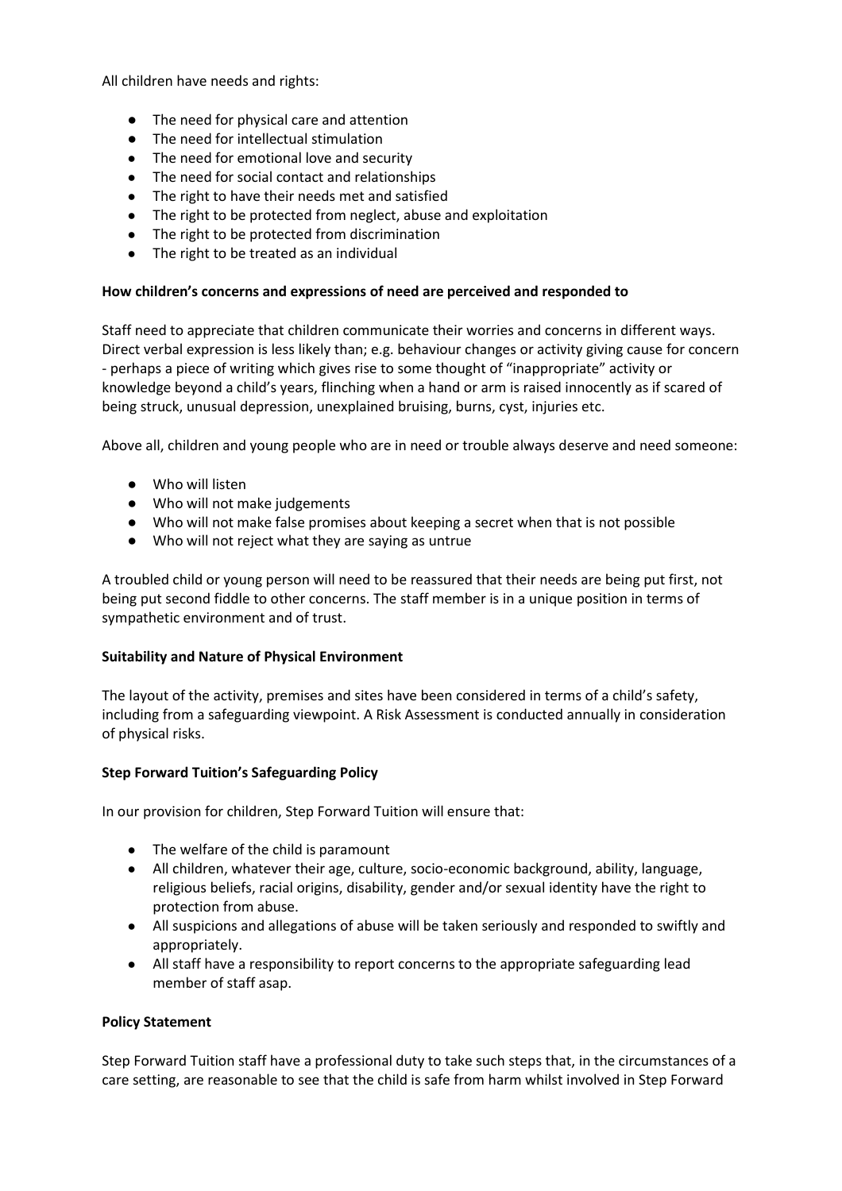All children have needs and rights:

- The need for physical care and attention
- The need for intellectual stimulation
- The need for emotional love and security
- The need for social contact and relationships
- The right to have their needs met and satisfied
- The right to be protected from neglect, abuse and exploitation
- The right to be protected from discrimination
- The right to be treated as an individual

**How children's concerns and expressions of need are perceived and responded to**

Staff need to appreciate that children communicate their worries and concerns in different ways. Direct verbal expression is less likely than; e.g. behaviour changes or activity giving cause for concern - perhaps a piece of writing which gives rise to some thought of "inappropriate" activity or knowledge beyond a child's years, flinching when a hand or arm is raised innocently as if scared of being struck, unusual depression, unexplained bruising, burns, cyst, injuries etc.

Above all, children and young people who are in need or trouble always deserve and need someone:

- Who will listen
- Who will not make judgements
- Who will not make false promises about keeping a secret when that is not possible
- Who will not reject what they are saying as untrue

A troubled child or young person will need to be reassured that their needs are being put first, not being put second fiddle to other concerns. The staff member is in a unique position in terms of sympathetic environment and of trust.

**Suitability and Nature of Physical Environment**

The layout of the activity, premises and sites have been considered in terms of a child's safety, including from a safeguarding viewpoint. A Risk Assessment is conducted annually in consideration of physical risks.

**Step Forward Tuition's Safeguarding Policy**

In our provision for children, Step Forward Tuition will ensure that:

- The welfare of the child is paramount
- All children, whatever their age, culture, socio-economic background, ability, language, religious beliefs, racial origins, disability, gender and/or sexual identity have the right to protection from abuse.
- All suspicions and allegations of abuse will be taken seriously and responded to swiftly and appropriately.
- All staff have a responsibility to report concerns to the appropriate safeguarding lead member of staff asap.

**Policy Statement**

Step Forward Tuition staff have a professional duty to take such steps that, in the circumstances of a care setting, are reasonable to see that the child is safe from harm whilst involved in Step Forward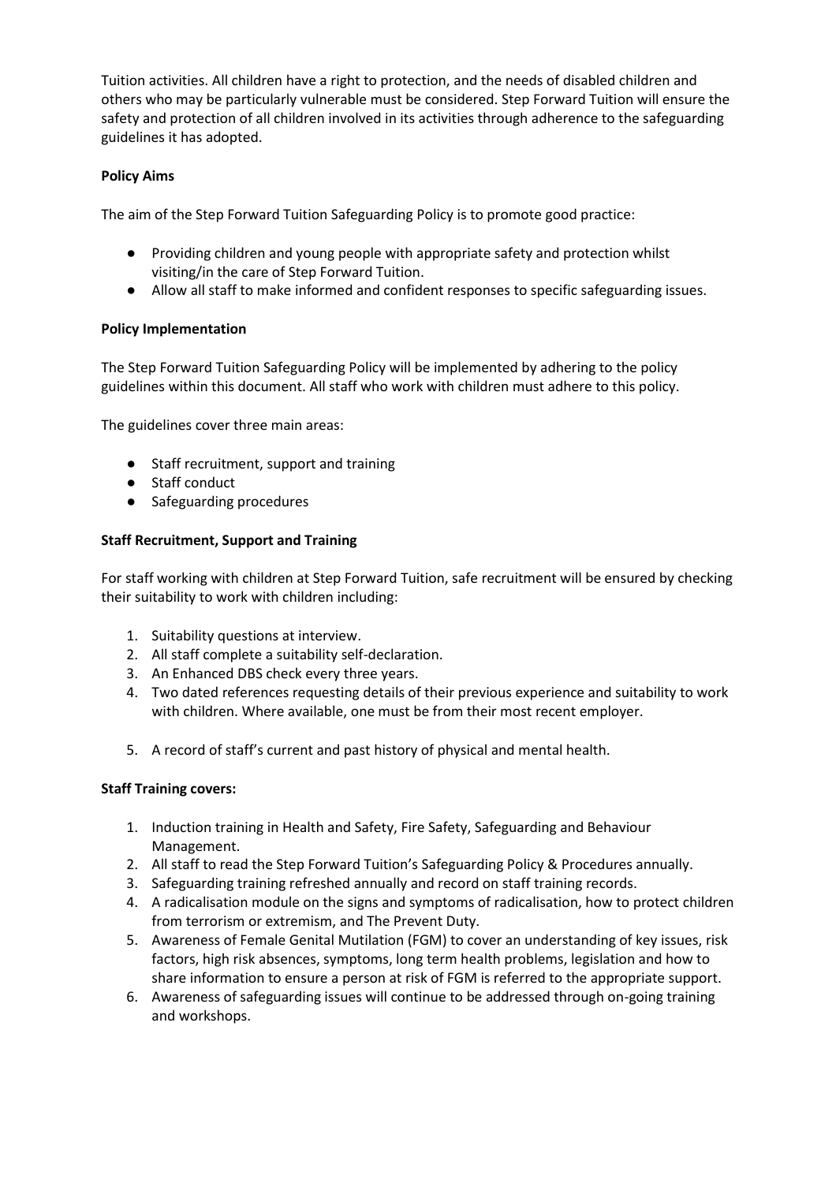Tuition activities. All children have a right to protection, and the needs of disabled children and others who may be particularly vulnerable must be considered. Step Forward Tuition will ensure the safety and protection of all children involved in its activities through adherence to the safeguarding guidelines it has adopted.

**Policy Aims**

The aim of the Step Forward Tuition Safeguarding Policy is to promote good practice:

- Providing children and young people with appropriate safety and protection whilst visiting/in the care of Step Forward Tuition.
- Allow all staff to make informed and confident responses to specific safeguarding issues.

**Policy Implementation**

The Step Forward Tuition Safeguarding Policy will be implemented by adhering to the policy guidelines within this document. All staff who work with children must adhere to this policy.

The guidelines cover three main areas:

- Staff recruitment, support and training
- Staff conduct
- Safeguarding procedures

**Staff Recruitment, Support and Training**

For staff working with children at Step Forward Tuition, safe recruitment will be ensured by checking their suitability to work with children including:

1. Suitability questions at interview.
2. All staff complete a suitability self-declaration.
3. An Enhanced DBS check every three years.
4. Two dated references requesting details of their previous experience and suitability to work with children. Where available, one must be from their most recent employer.
5. A record of staff's current and past history of physical and mental health.

**Staff Training covers:**

1. Induction training in Health and Safety, Fire Safety, Safeguarding and Behaviour Management.
2. All staff to read the Step Forward Tuition's Safeguarding Policy & Procedures annually.
3. Safeguarding training refreshed annually and record on staff training records.
4. A radicalisation module on the signs and symptoms of radicalisation, how to protect children from terrorism or extremism, and The Prevent Duty.
5. Awareness of Female Genital Mutilation (FGM) to cover an understanding of key issues, risk factors, high risk absences, symptoms, long term health problems, legislation and how to share information to ensure a person at risk of FGM is referred to the appropriate support.
6. Awareness of safeguarding issues will continue to be addressed through on-going training and workshops.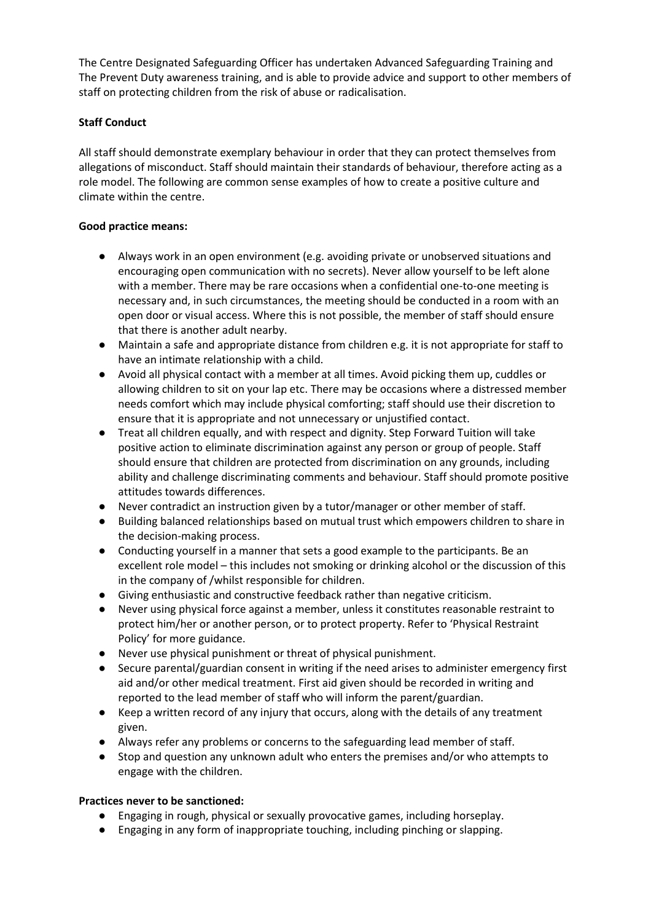The Centre Designated Safeguarding Officer has undertaken Advanced Safeguarding Training and The Prevent Duty awareness training, and is able to provide advice and support to other members of staff on protecting children from the risk of abuse or radicalisation.

**Staff Conduct**

All staff should demonstrate exemplary behaviour in order that they can protect themselves from allegations of misconduct. Staff should maintain their standards of behaviour, therefore acting as a role model. The following are common sense examples of how to create a positive culture and climate within the centre.

**Good practice means:**

- Always work in an open environment (e.g. avoiding private or unobserved situations and encouraging open communication with no secrets). Never allow yourself to be left alone with a member. There may be rare occasions when a confidential one-to-one meeting is necessary and, in such circumstances, the meeting should be conducted in a room with an open door or visual access. Where this is not possible, the member of staff should ensure that there is another adult nearby.
- Maintain a safe and appropriate distance from children e.g. it is not appropriate for staff to have an intimate relationship with a child.
- Avoid all physical contact with a member at all times. Avoid picking them up, cuddles or allowing children to sit on your lap etc. There may be occasions where a distressed member needs comfort which may include physical comforting; staff should use their discretion to ensure that it is appropriate and not unnecessary or unjustified contact.
- Treat all children equally, and with respect and dignity. Step Forward Tuition will take positive action to eliminate discrimination against any person or group of people. Staff should ensure that children are protected from discrimination on any grounds, including ability and challenge discriminating comments and behaviour. Staff should promote positive attitudes towards differences.
- Never contradict an instruction given by a tutor/manager or other member of staff.
- Building balanced relationships based on mutual trust which empowers children to share in the decision-making process.
- Conducting yourself in a manner that sets a good example to the participants. Be an excellent role model – this includes not smoking or drinking alcohol or the discussion of this in the company of /whilst responsible for children.
- Giving enthusiastic and constructive feedback rather than negative criticism.
- Never using physical force against a member, unless it constitutes reasonable restraint to protect him/her or another person, or to protect property. Refer to 'Physical Restraint Policy' for more guidance.
- Never use physical punishment or threat of physical punishment.
- Secure parental/guardian consent in writing if the need arises to administer emergency first aid and/or other medical treatment. First aid given should be recorded in writing and reported to the lead member of staff who will inform the parent/guardian.
- Keep a written record of any injury that occurs, along with the details of any treatment given.
- Always refer any problems or concerns to the safeguarding lead member of staff.
- Stop and question any unknown adult who enters the premises and/or who attempts to engage with the children.

**Practices never to be sanctioned:**

- Engaging in rough, physical or sexually provocative games, including horseplay.
- Engaging in any form of inappropriate touching, including pinching or slapping.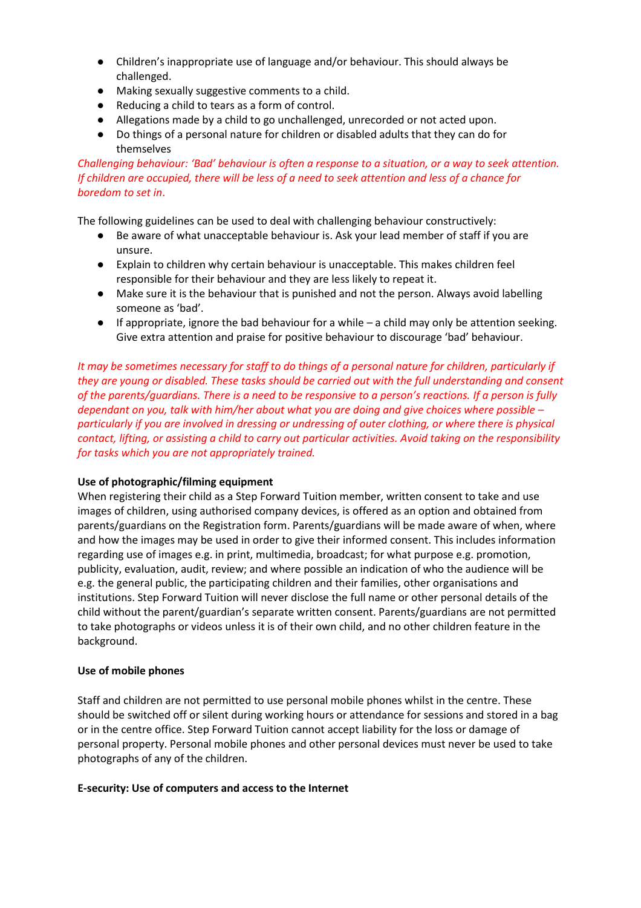- Children's inappropriate use of language and/or behaviour. This should always be challenged.
- Making sexually suggestive comments to a child.
- Reducing a child to tears as a form of control.
- Allegations made by a child to go unchallenged, unrecorded or not acted upon.
- Do things of a personal nature for children or disabled adults that they can do for themselves

*Challenging behaviour: 'Bad' behaviour is often a response to a situation, or a way to seek attention. If children are occupied, there will be less of a need to seek attention and less of a chance for boredom to set in.*

The following guidelines can be used to deal with challenging behaviour constructively:

- Be aware of what unacceptable behaviour is. Ask your lead member of staff if you are unsure.
- Explain to children why certain behaviour is unacceptable. This makes children feel responsible for their behaviour and they are less likely to repeat it.
- Make sure it is the behaviour that is punished and not the person. Always avoid labelling someone as 'bad'.
- If appropriate, ignore the bad behaviour for a while – a child may only be attention seeking. Give extra attention and praise for positive behaviour to discourage 'bad' behaviour.

*It may be sometimes necessary for staff to do things of a personal nature for children, particularly if they are young or disabled. These tasks should be carried out with the full understanding and consent of the parents/guardians. There is a need to be responsive to a person's reactions. If a person is fully dependant on you, talk with him/her about what you are doing and give choices where possible – particularly if you are involved in dressing or undressing of outer clothing, or where there is physical contact, lifting, or assisting a child to carry out particular activities. Avoid taking on the responsibility for tasks which you are not appropriately trained.*

**Use of photographic/filming equipment**

When registering their child as a Step Forward Tuition member, written consent to take and use images of children, using authorised company devices, is offered as an option and obtained from parents/guardians on the Registration form. Parents/guardians will be made aware of when, where and how the images may be used in order to give their informed consent. This includes information regarding use of images e.g. in print, multimedia, broadcast; for what purpose e.g. promotion, publicity, evaluation, audit, review; and where possible an indication of who the audience will be e.g. the general public, the participating children and their families, other organisations and institutions. Step Forward Tuition will never disclose the full name or other personal details of the child without the parent/guardian's separate written consent. Parents/guardians are not permitted to take photographs or videos unless it is of their own child, and no other children feature in the background.

**Use of mobile phones**

Staff and children are not permitted to use personal mobile phones whilst in the centre. These should be switched off or silent during working hours or attendance for sessions and stored in a bag or in the centre office. Step Forward Tuition cannot accept liability for the loss or damage of personal property. Personal mobile phones and other personal devices must never be used to take photographs of any of the children.

**E-security: Use of computers and access to the Internet**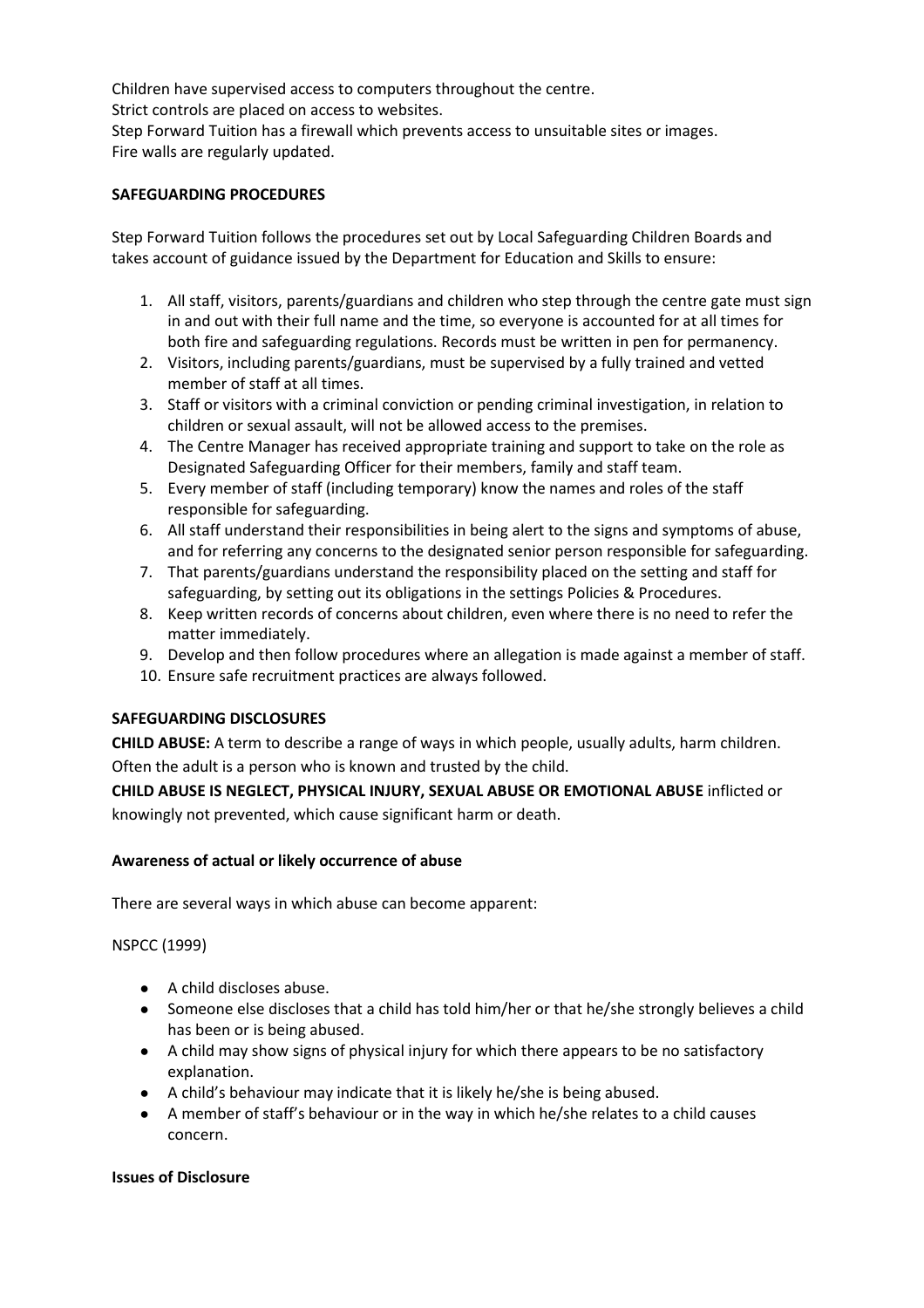Children have supervised access to computers throughout the centre.
Strict controls are placed on access to websites.
Step Forward Tuition has a firewall which prevents access to unsuitable sites or images.
Fire walls are regularly updated.

**SAFEGUARDING PROCEDURES**

Step Forward Tuition follows the procedures set out by Local Safeguarding Children Boards and takes account of guidance issued by the Department for Education and Skills to ensure:

1. All staff, visitors, parents/guardians and children who step through the centre gate must sign in and out with their full name and the time, so everyone is accounted for at all times for both fire and safeguarding regulations. Records must be written in pen for permanency.
2. Visitors, including parents/guardians, must be supervised by a fully trained and vetted member of staff at all times.
3. Staff or visitors with a criminal conviction or pending criminal investigation, in relation to children or sexual assault, will not be allowed access to the premises.
4. The Centre Manager has received appropriate training and support to take on the role as Designated Safeguarding Officer for their members, family and staff team.
5. Every member of staff (including temporary) know the names and roles of the staff responsible for safeguarding.
6. All staff understand their responsibilities in being alert to the signs and symptoms of abuse, and for referring any concerns to the designated senior person responsible for safeguarding.
7. That parents/guardians understand the responsibility placed on the setting and staff for safeguarding, by setting out its obligations in the settings Policies & Procedures.
8. Keep written records of concerns about children, even where there is no need to refer the matter immediately.
9. Develop and then follow procedures where an allegation is made against a member of staff.
10. Ensure safe recruitment practices are always followed.

**SAFEGUARDING DISCLOSURES**

**CHILD ABUSE:** A term to describe a range of ways in which people, usually adults, harm children. Often the adult is a person who is known and trusted by the child.

**CHILD ABUSE IS NEGLECT, PHYSICAL INJURY, SEXUAL ABUSE OR EMOTIONAL ABUSE** inflicted or knowingly not prevented, which cause significant harm or death.

**Awareness of actual or likely occurrence of abuse**

There are several ways in which abuse can become apparent:

NSPCC (1999)

- A child discloses abuse.
- Someone else discloses that a child has told him/her or that he/she strongly believes a child has been or is being abused.
- A child may show signs of physical injury for which there appears to be no satisfactory explanation.
- A child's behaviour may indicate that it is likely he/she is being abused.
- A member of staff's behaviour or in the way in which he/she relates to a child causes concern.

**Issues of Disclosure**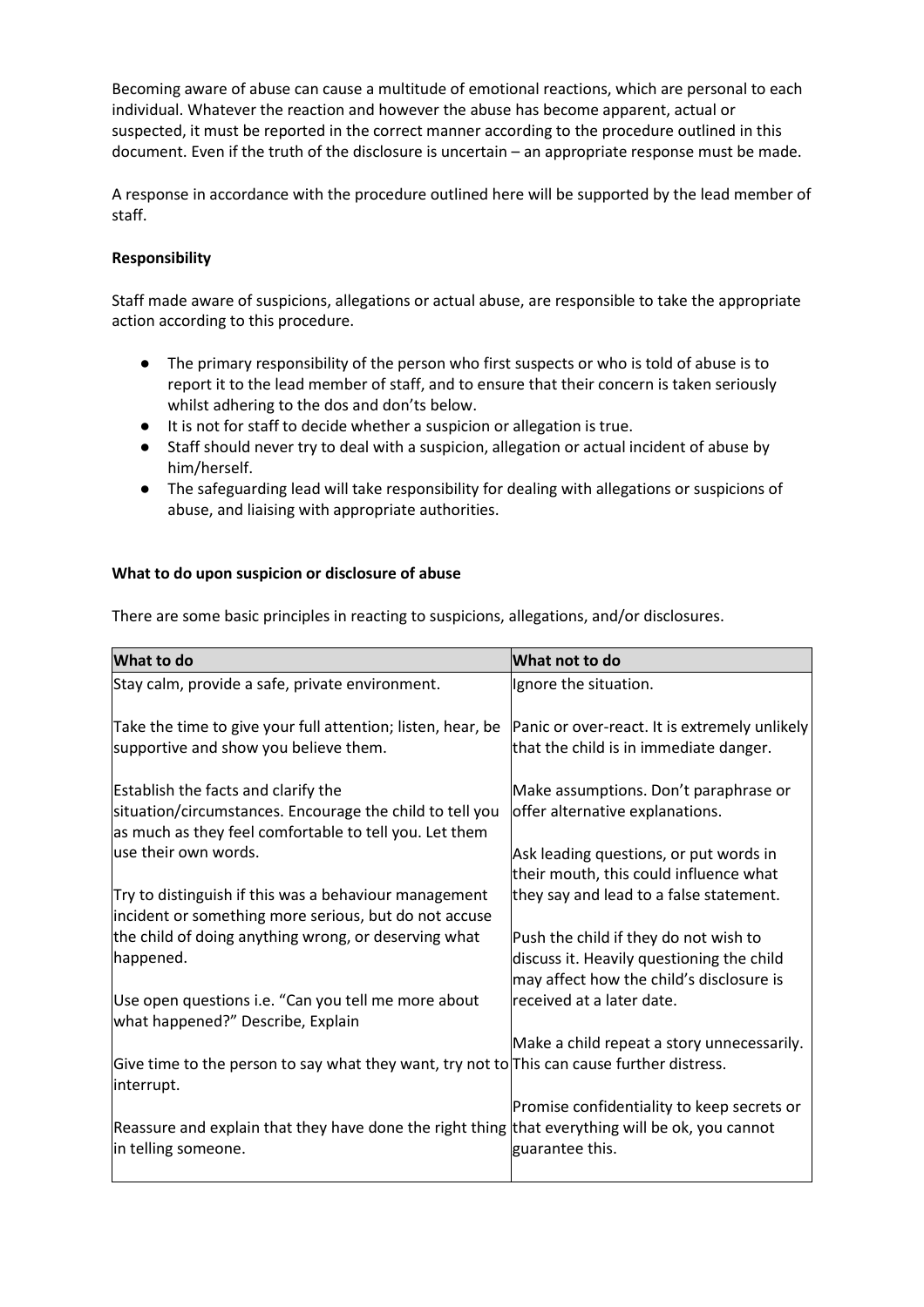Becoming aware of abuse can cause a multitude of emotional reactions, which are personal to each individual. Whatever the reaction and however the abuse has become apparent, actual or suspected, it must be reported in the correct manner according to the procedure outlined in this document. Even if the truth of the disclosure is uncertain – an appropriate response must be made.

A response in accordance with the procedure outlined here will be supported by the lead member of staff.

**Responsibility**

Staff made aware of suspicions, allegations or actual abuse, are responsible to take the appropriate action according to this procedure.

- The primary responsibility of the person who first suspects or who is told of abuse is to report it to the lead member of staff, and to ensure that their concern is taken seriously whilst adhering to the dos and don'ts below.
- It is not for staff to decide whether a suspicion or allegation is true.
- Staff should never try to deal with a suspicion, allegation or actual incident of abuse by him/herself.
- The safeguarding lead will take responsibility for dealing with allegations or suspicions of abuse, and liaising with appropriate authorities.

**What to do upon suspicion or disclosure of abuse**

There are some basic principles in reacting to suspicions, allegations, and/or disclosures.

| What to do | What not to do |
|---|---|
| Stay calm, provide a safe, private environment.<br><br>Take the time to give your full attention; listen, hear, be supportive and show you believe them.<br><br>Establish the facts and clarify the situation/circumstances. Encourage the child to tell you as much as they feel comfortable to tell you. Let them use their own words.<br><br>Try to distinguish if this was a behaviour management incident or something more serious, but do not accuse the child of doing anything wrong, or deserving what happened.<br><br>Use open questions i.e. "Can you tell me more about what happened?" Describe, Explain<br><br>Give time to the person to say what they want, try not to interrupt.<br><br>Reassure and explain that they have done the right thing in telling someone. | Ignore the situation.<br><br>Panic or over-react. It is extremely unlikely that the child is in immediate danger.<br><br>Make assumptions. Don't paraphrase or offer alternative explanations.<br><br>Ask leading questions, or put words in their mouth, this could influence what they say and lead to a false statement.<br><br>Push the child if they do not wish to discuss it. Heavily questioning the child may affect how the child's disclosure is received at a later date.<br><br>Make a child repeat a story unnecessarily. This can cause further distress.<br><br>Promise confidentiality to keep secrets or that everything will be ok, you cannot guarantee this. |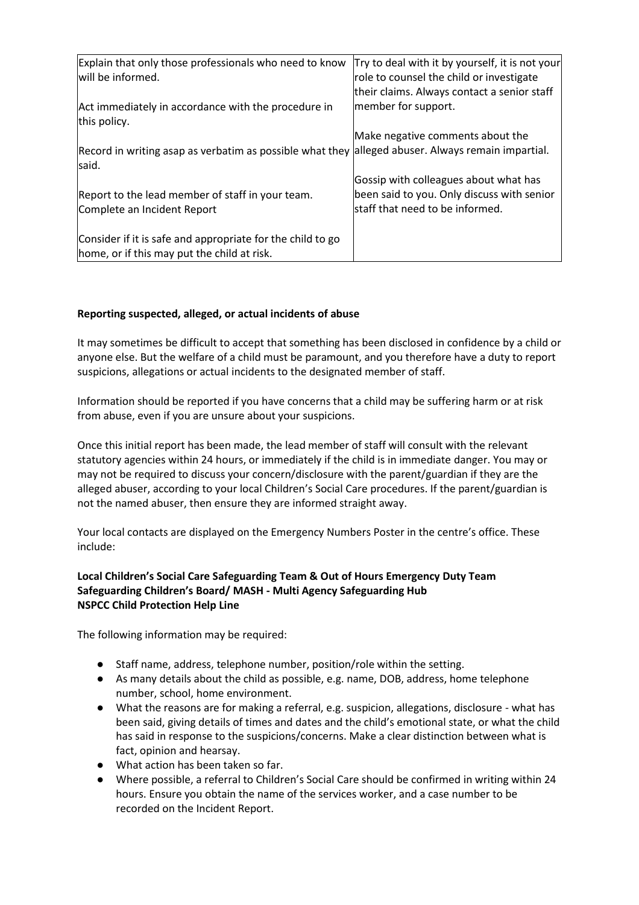| | |
|---|---|
| Explain that only those professionals who need to know will be informed.<br><br>Act immediately in accordance with the procedure in this policy.<br><br>Record in writing asap as verbatim as possible what they said.<br><br>Report to the lead member of staff in your team. Complete an Incident Report<br><br>Consider if it is safe and appropriate for the child to go home, or if this may put the child at risk. | Try to deal with it by yourself, it is not your role to counsel the child or investigate their claims. Always contact a senior staff member for support.<br><br>Make negative comments about the alleged abuser. Always remain impartial.<br><br>Gossip with colleagues about what has been said to you. Only discuss with senior staff that need to be informed. |

**Reporting suspected, alleged, or actual incidents of abuse**

It may sometimes be difficult to accept that something has been disclosed in confidence by a child or anyone else. But the welfare of a child must be paramount, and you therefore have a duty to report suspicions, allegations or actual incidents to the designated member of staff.

Information should be reported if you have concerns that a child may be suffering harm or at risk from abuse, even if you are unsure about your suspicions.

Once this initial report has been made, the lead member of staff will consult with the relevant statutory agencies within 24 hours, or immediately if the child is in immediate danger. You may or may not be required to discuss your concern/disclosure with the parent/guardian if they are the alleged abuser, according to your local Children's Social Care procedures. If the parent/guardian is not the named abuser, then ensure they are informed straight away.

Your local contacts are displayed on the Emergency Numbers Poster in the centre's office. These include:

**Local Children's Social Care Safeguarding Team & Out of Hours Emergency Duty Team**
**Safeguarding Children's Board/ MASH - Multi Agency Safeguarding Hub**
**NSPCC Child Protection Help Line**

The following information may be required:

- Staff name, address, telephone number, position/role within the setting.
- As many details about the child as possible, e.g. name, DOB, address, home telephone number, school, home environment.
- What the reasons are for making a referral, e.g. suspicion, allegations, disclosure - what has been said, giving details of times and dates and the child's emotional state, or what the child has said in response to the suspicions/concerns. Make a clear distinction between what is fact, opinion and hearsay.
- What action has been taken so far.
- Where possible, a referral to Children's Social Care should be confirmed in writing within 24 hours. Ensure you obtain the name of the services worker, and a case number to be recorded on the Incident Report.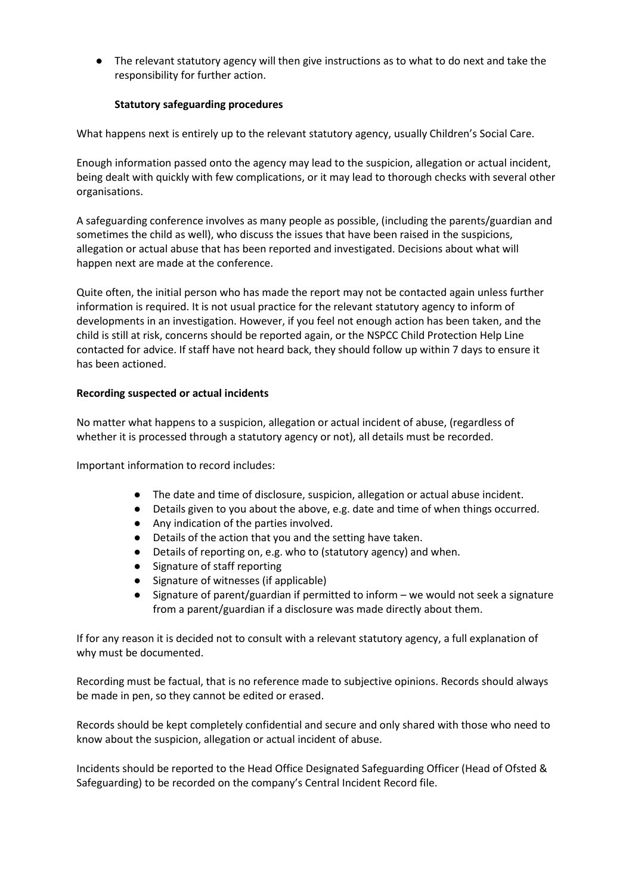- The relevant statutory agency will then give instructions as to what to do next and take the responsibility for further action.

**Statutory safeguarding procedures**

What happens next is entirely up to the relevant statutory agency, usually Children's Social Care.

Enough information passed onto the agency may lead to the suspicion, allegation or actual incident, being dealt with quickly with few complications, or it may lead to thorough checks with several other organisations.

A safeguarding conference involves as many people as possible, (including the parents/guardian and sometimes the child as well), who discuss the issues that have been raised in the suspicions, allegation or actual abuse that has been reported and investigated. Decisions about what will happen next are made at the conference.

Quite often, the initial person who has made the report may not be contacted again unless further information is required. It is not usual practice for the relevant statutory agency to inform of developments in an investigation. However, if you feel not enough action has been taken, and the child is still at risk, concerns should be reported again, or the NSPCC Child Protection Help Line contacted for advice. If staff have not heard back, they should follow up within 7 days to ensure it has been actioned.

**Recording suspected or actual incidents**

No matter what happens to a suspicion, allegation or actual incident of abuse, (regardless of whether it is processed through a statutory agency or not), all details must be recorded.

Important information to record includes:

- The date and time of disclosure, suspicion, allegation or actual abuse incident.
- Details given to you about the above, e.g. date and time of when things occurred.
- Any indication of the parties involved.
- Details of the action that you and the setting have taken.
- Details of reporting on, e.g. who to (statutory agency) and when.
- Signature of staff reporting
- Signature of witnesses (if applicable)
- Signature of parent/guardian if permitted to inform – we would not seek a signature from a parent/guardian if a disclosure was made directly about them.

If for any reason it is decided not to consult with a relevant statutory agency, a full explanation of why must be documented.

Recording must be factual, that is no reference made to subjective opinions. Records should always be made in pen, so they cannot be edited or erased.

Records should be kept completely confidential and secure and only shared with those who need to know about the suspicion, allegation or actual incident of abuse.

Incidents should be reported to the Head Office Designated Safeguarding Officer (Head of Ofsted & Safeguarding) to be recorded on the company's Central Incident Record file.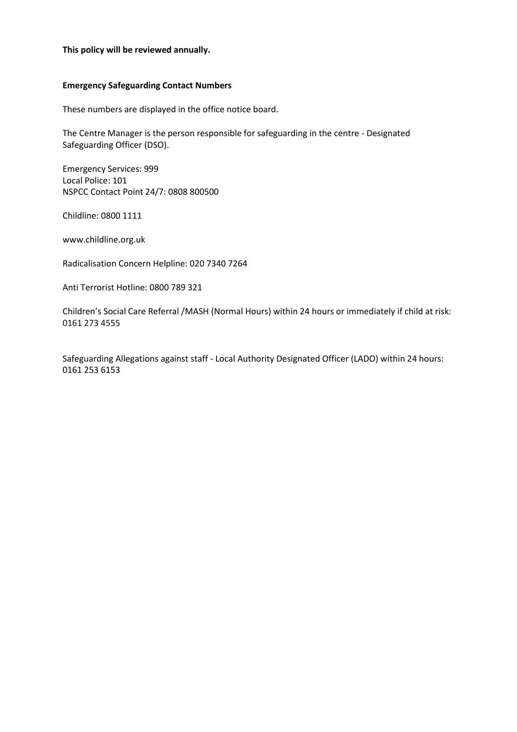**This policy will be reviewed annually.**

**Emergency Safeguarding Contact Numbers**

These numbers are displayed in the office notice board.

The Centre Manager is the person responsible for safeguarding in the centre - Designated Safeguarding Officer (DSO).

Emergency Services: 999
Local Police: 101
NSPCC Contact Point 24/7: 0808 800500

Childline: 0800 1111

www.childline.org.uk

Radicalisation Concern Helpline: 020 7340 7264

Anti Terrorist Hotline: 0800 789 321

Children's Social Care Referral /MASH (Normal Hours) within 24 hours or immediately if child at risk: 0161 273 4555

Safeguarding Allegations against staff - Local Authority Designated Officer (LADO) within 24 hours: 0161 253 6153